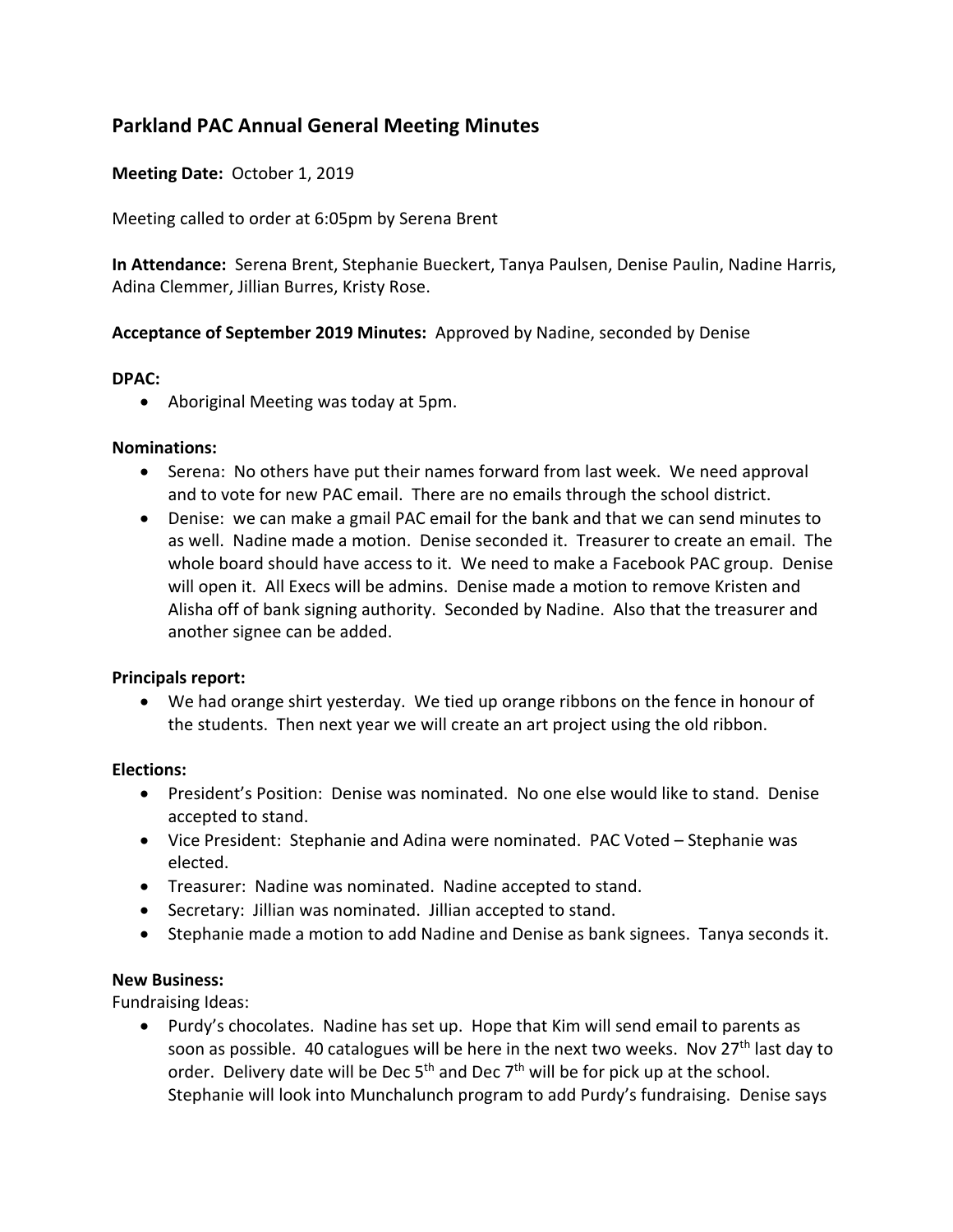## Parkland PAC Annual General Meeting Minutes

**Meeting Date:** October 1, 2019

Meeting called to order at 6:05pm by Serena Brent

**In Attendance:** Serena Brent, Stephanie Bueckert, Tanya Paulsen, Denise Paulin, Nadine Harris, Adina Clemmer, Jillian Burres, Kristy Rose.

**Acceptance of September 2019 Minutes:** Approved by Nadine, seconded by Denise

**DPAC:**

- Aboriginal Meeting was today at 5pm.

**Nominations:**

- Serena: No others have put their names forward from last week. We need approval and to vote for new PAC email. There are no emails through the school district.
- Denise: we can make a gmail PAC email for the bank and that we can send minutes to as well. Nadine made a motion. Denise seconded it. Treasurer to create an email. The whole board should have access to it. We need to make a Facebook PAC group. Denise will open it. All Execs will be admins. Denise made a motion to remove Kristen and Alisha off of bank signing authority. Seconded by Nadine. Also that the treasurer and another signee can be added.

**Principals report:**

- We had orange shirt yesterday. We tied up orange ribbons on the fence in honour of the students. Then next year we will create an art project using the old ribbon.

**Elections:**

- President's Position: Denise was nominated. No one else would like to stand. Denise accepted to stand.
- Vice President: Stephanie and Adina were nominated. PAC Voted – Stephanie was elected.
- Treasurer: Nadine was nominated. Nadine accepted to stand.
- Secretary: Jillian was nominated. Jillian accepted to stand.
- Stephanie made a motion to add Nadine and Denise as bank signees. Tanya seconds it.

**New Business:**

Fundraising Ideas:

- Purdy's chocolates. Nadine has set up. Hope that Kim will send email to parents as soon as possible. 40 catalogues will be here in the next two weeks. Nov 27th last day to order. Delivery date will be Dec 5th and Dec 7th will be for pick up at the school. Stephanie will look into Munchalunch program to add Purdy's fundraising. Denise says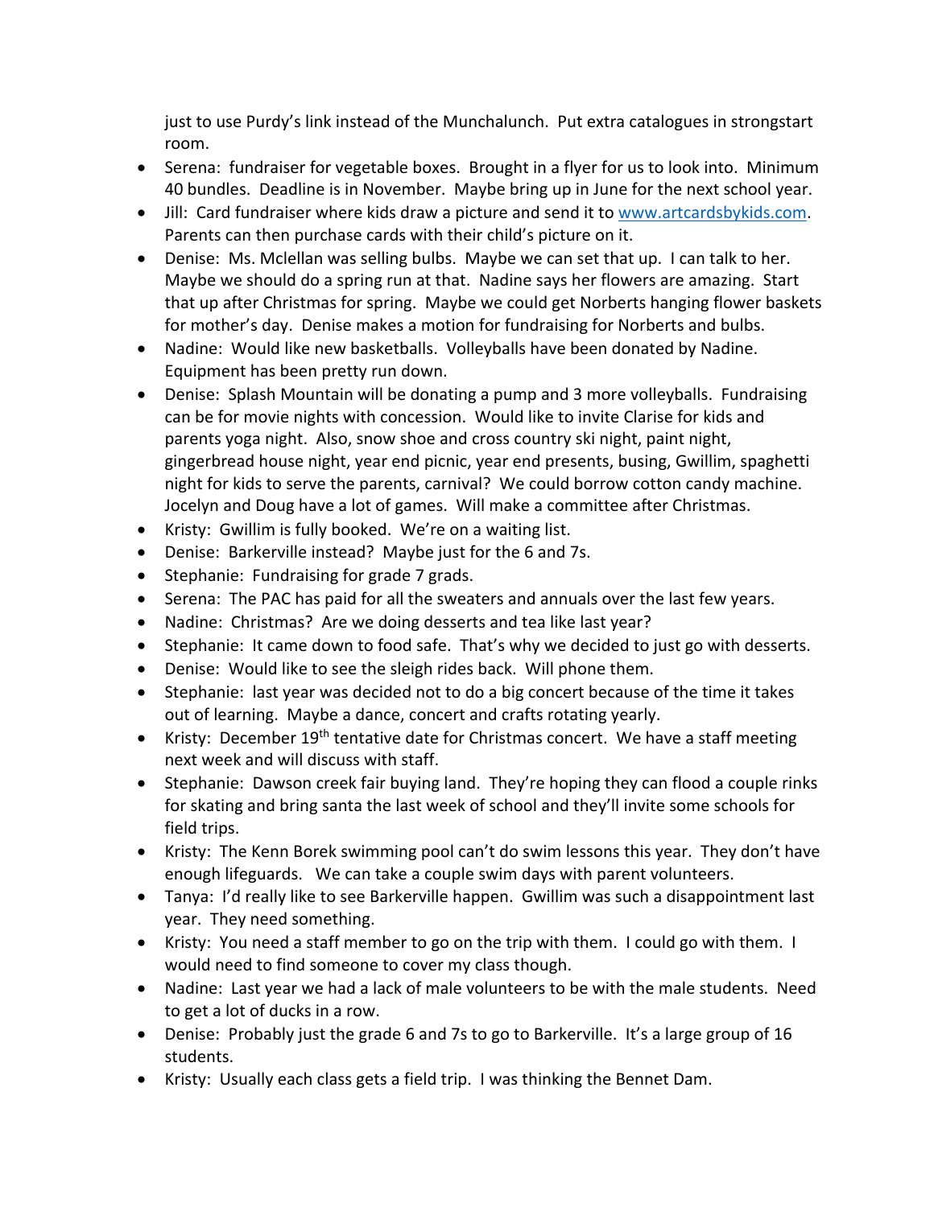just to use Purdy's link instead of the Munchalunch. Put extra catalogues in strongstart room.

- Serena: fundraiser for vegetable boxes. Brought in a flyer for us to look into. Minimum 40 bundles. Deadline is in November. Maybe bring up in June for the next school year.
- Jill: Card fundraiser where kids draw a picture and send it to www.artcardsbykids.com. Parents can then purchase cards with their child's picture on it.
- Denise: Ms. Mclellan was selling bulbs. Maybe we can set that up. I can talk to her. Maybe we should do a spring run at that. Nadine says her flowers are amazing. Start that up after Christmas for spring. Maybe we could get Norberts hanging flower baskets for mother's day. Denise makes a motion for fundraising for Norberts and bulbs.
- Nadine: Would like new basketballs. Volleyballs have been donated by Nadine. Equipment has been pretty run down.
- Denise: Splash Mountain will be donating a pump and 3 more volleyballs. Fundraising can be for movie nights with concession. Would like to invite Clarise for kids and parents yoga night. Also, snow shoe and cross country ski night, paint night, gingerbread house night, year end picnic, year end presents, busing, Gwillim, spaghetti night for kids to serve the parents, carnival? We could borrow cotton candy machine. Jocelyn and Doug have a lot of games. Will make a committee after Christmas.
- Kristy: Gwillim is fully booked. We're on a waiting list.
- Denise: Barkerville instead? Maybe just for the 6 and 7s.
- Stephanie: Fundraising for grade 7 grads.
- Serena: The PAC has paid for all the sweaters and annuals over the last few years.
- Nadine: Christmas? Are we doing desserts and tea like last year?
- Stephanie: It came down to food safe. That's why we decided to just go with desserts.
- Denise: Would like to see the sleigh rides back. Will phone them.
- Stephanie: last year was decided not to do a big concert because of the time it takes out of learning. Maybe a dance, concert and crafts rotating yearly.
- Kristy: December 19th tentative date for Christmas concert. We have a staff meeting next week and will discuss with staff.
- Stephanie: Dawson creek fair buying land. They're hoping they can flood a couple rinks for skating and bring santa the last week of school and they'll invite some schools for field trips.
- Kristy: The Kenn Borek swimming pool can't do swim lessons this year. They don't have enough lifeguards. We can take a couple swim days with parent volunteers.
- Tanya: I'd really like to see Barkerville happen. Gwillim was such a disappointment last year. They need something.
- Kristy: You need a staff member to go on the trip with them. I could go with them. I would need to find someone to cover my class though.
- Nadine: Last year we had a lack of male volunteers to be with the male students. Need to get a lot of ducks in a row.
- Denise: Probably just the grade 6 and 7s to go to Barkerville. It's a large group of 16 students.
- Kristy: Usually each class gets a field trip. I was thinking the Bennet Dam.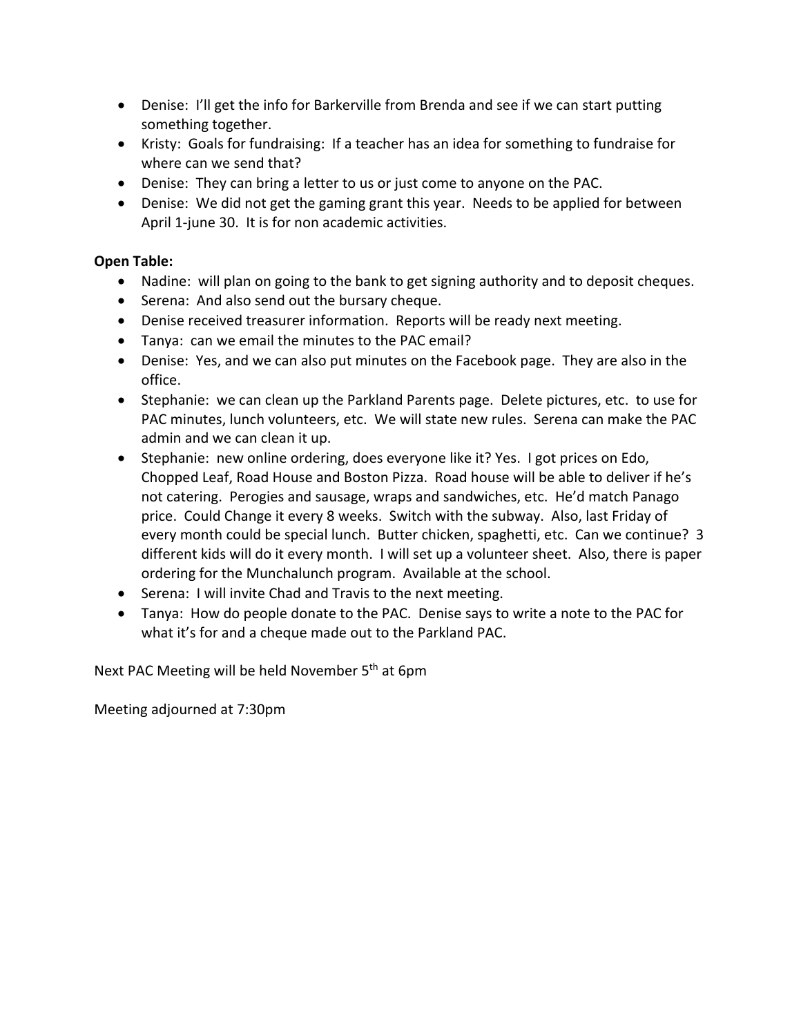- Denise: I'll get the info for Barkerville from Brenda and see if we can start putting something together.
- Kristy: Goals for fundraising: If a teacher has an idea for something to fundraise for where can we send that?
- Denise: They can bring a letter to us or just come to anyone on the PAC.
- Denise: We did not get the gaming grant this year. Needs to be applied for between April 1-june 30. It is for non academic activities.

**Open Table:**

- Nadine: will plan on going to the bank to get signing authority and to deposit cheques.
- Serena: And also send out the bursary cheque.
- Denise received treasurer information. Reports will be ready next meeting.
- Tanya: can we email the minutes to the PAC email?
- Denise: Yes, and we can also put minutes on the Facebook page. They are also in the office.
- Stephanie: we can clean up the Parkland Parents page. Delete pictures, etc. to use for PAC minutes, lunch volunteers, etc. We will state new rules. Serena can make the PAC admin and we can clean it up.
- Stephanie: new online ordering, does everyone like it? Yes. I got prices on Edo, Chopped Leaf, Road House and Boston Pizza. Road house will be able to deliver if he's not catering. Perogies and sausage, wraps and sandwiches, etc. He'd match Panago price. Could Change it every 8 weeks. Switch with the subway. Also, last Friday of every month could be special lunch. Butter chicken, spaghetti, etc. Can we continue? 3 different kids will do it every month. I will set up a volunteer sheet. Also, there is paper ordering for the Munchalunch program. Available at the school.
- Serena: I will invite Chad and Travis to the next meeting.
- Tanya: How do people donate to the PAC. Denise says to write a note to the PAC for what it's for and a cheque made out to the Parkland PAC.

Next PAC Meeting will be held November 5th at 6pm

Meeting adjourned at 7:30pm